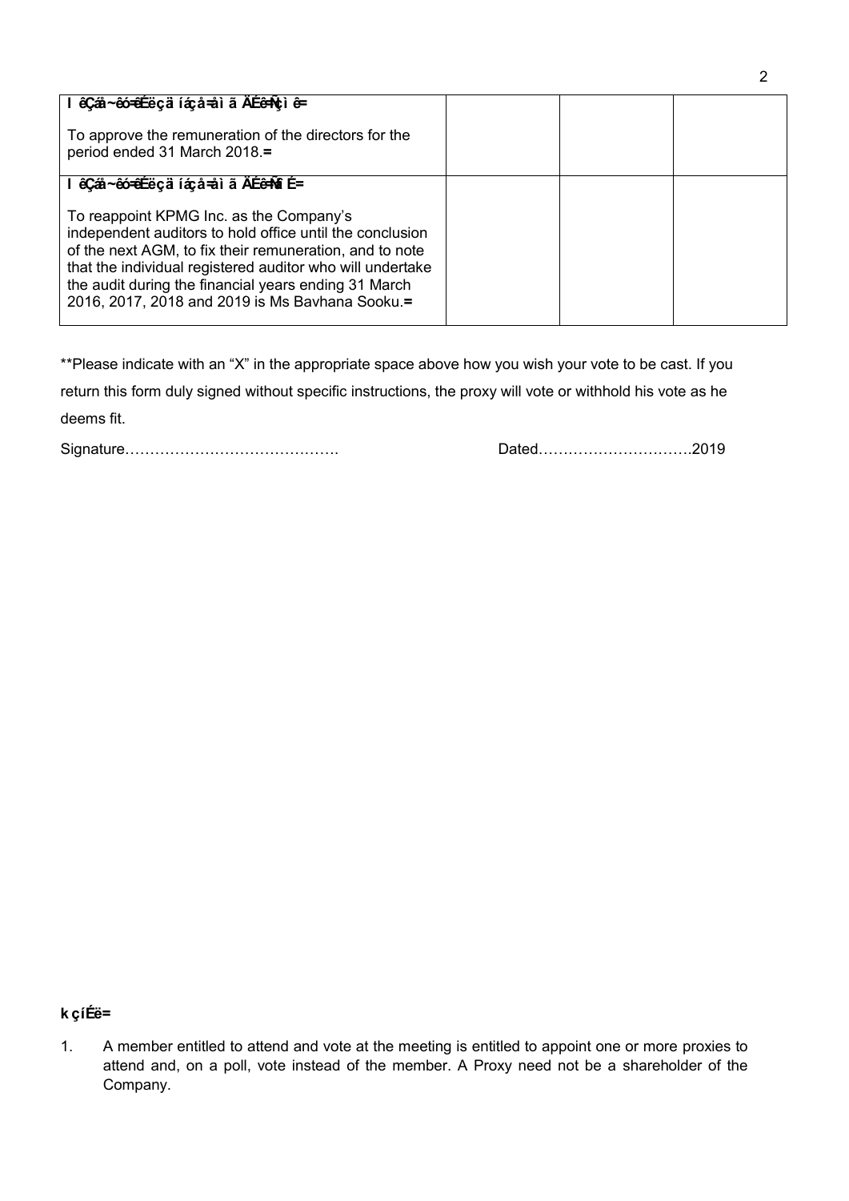| | | | |
|---|---|---|---|
| **I êÇáå~êó=êÉëçäìíáçå=åìã ÄÉê=Ñçì ê=**<br><br>To approve the remuneration of the directors for the period ended 31 March 2018.= | | | |
| **I êÇáå~êó=êÉëçäìíáçå=åìã ÄÉê=Ñá îÉ=**<br><br>To reappoint KPMG Inc. as the Company's independent auditors to hold office until the conclusion of the next AGM, to fix their remuneration, and to note that the individual registered auditor who will undertake the audit during the financial years ending 31 March 2016, 2017, 2018 and 2019 is Ms Bavhana Sooku.= | | | |

**Please indicate with an "X" in the appropriate space above how you wish your vote to be cast. If you return this form duly signed without specific instructions, the proxy will vote or withhold his vote as he deems fit.

Signature……………………………………. Dated………………………….2019

**k çíÉë=**

1. A member entitled to attend and vote at the meeting is entitled to appoint one or more proxies to attend and, on a poll, vote instead of the member. A Proxy need not be a shareholder of the Company.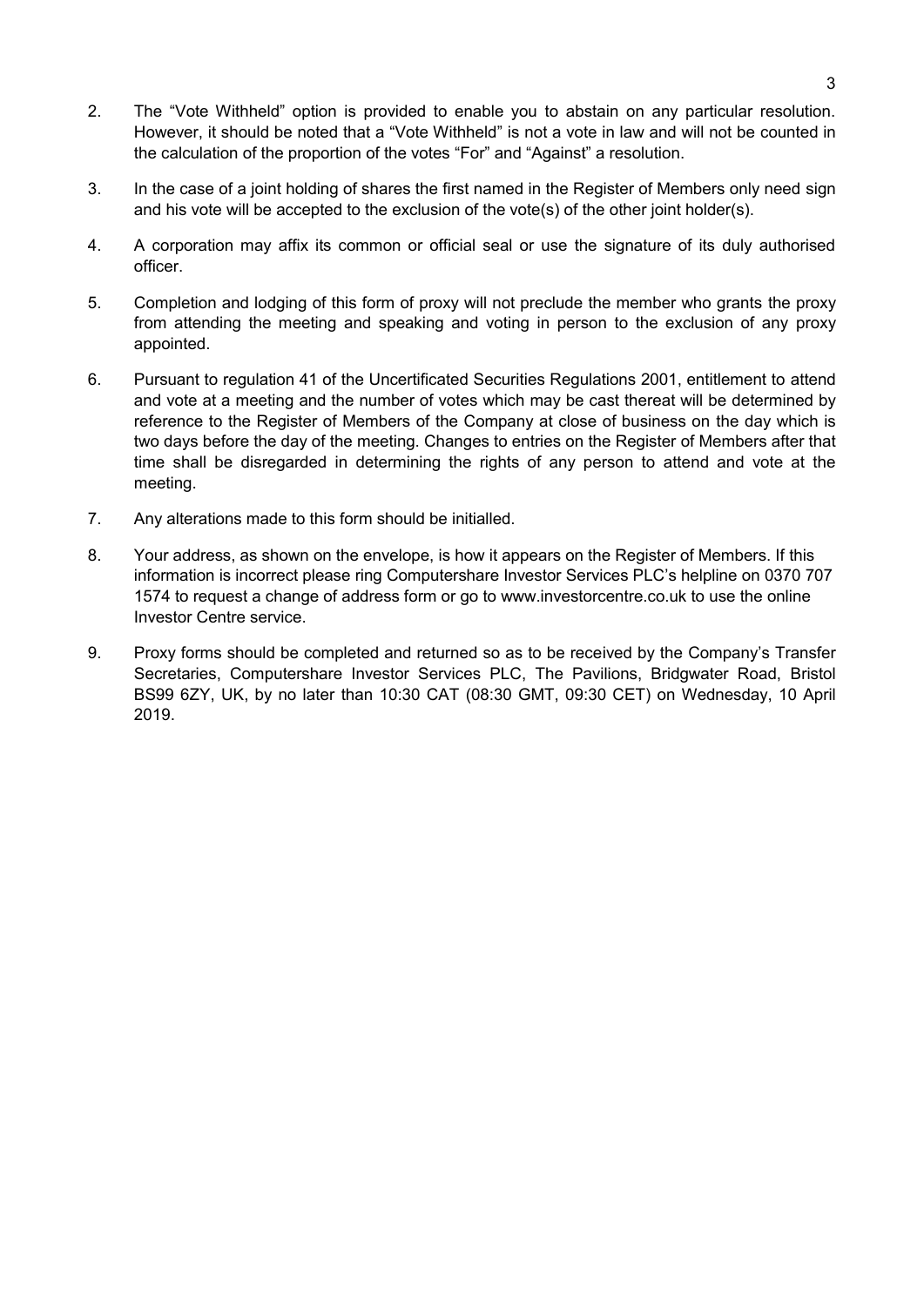2. The "Vote Withheld" option is provided to enable you to abstain on any particular resolution. However, it should be noted that a "Vote Withheld" is not a vote in law and will not be counted in the calculation of the proportion of the votes "For" and "Against" a resolution.

3. In the case of a joint holding of shares the first named in the Register of Members only need sign and his vote will be accepted to the exclusion of the vote(s) of the other joint holder(s).

4. A corporation may affix its common or official seal or use the signature of its duly authorised officer.

5. Completion and lodging of this form of proxy will not preclude the member who grants the proxy from attending the meeting and speaking and voting in person to the exclusion of any proxy appointed.

6. Pursuant to regulation 41 of the Uncertificated Securities Regulations 2001, entitlement to attend and vote at a meeting and the number of votes which may be cast thereat will be determined by reference to the Register of Members of the Company at close of business on the day which is two days before the day of the meeting. Changes to entries on the Register of Members after that time shall be disregarded in determining the rights of any person to attend and vote at the meeting.

7. Any alterations made to this form should be initialled.

8. Your address, as shown on the envelope, is how it appears on the Register of Members. If this information is incorrect please ring Computershare Investor Services PLC's helpline on 0370 707 1574 to request a change of address form or go to www.investorcentre.co.uk to use the online Investor Centre service.

9. Proxy forms should be completed and returned so as to be received by the Company's Transfer Secretaries, Computershare Investor Services PLC, The Pavilions, Bridgwater Road, Bristol BS99 6ZY, UK, by no later than 10:30 CAT (08:30 GMT, 09:30 CET) on Wednesday, 10 April 2019.